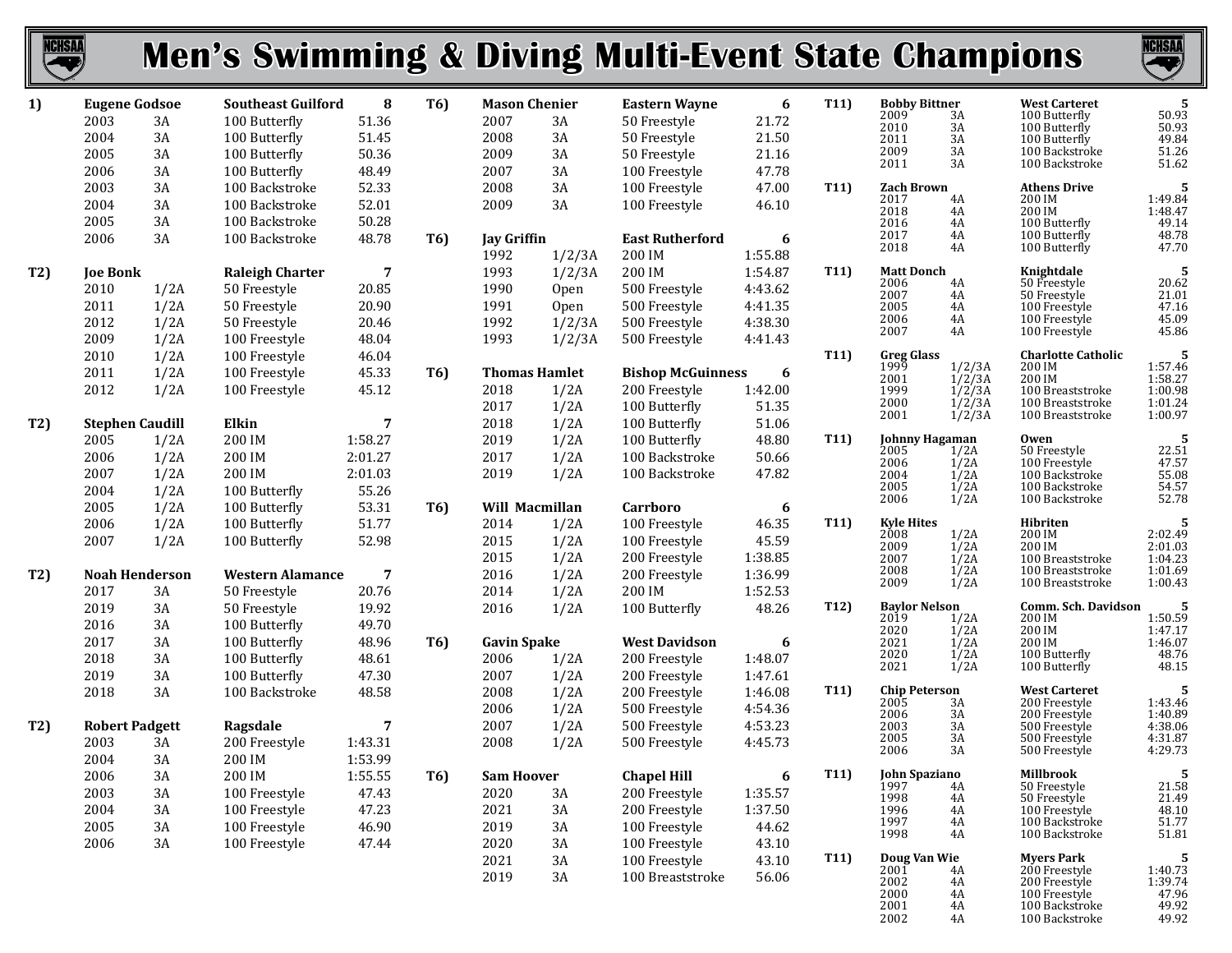# Men's Swimming & Diving Multi-Event State Champions

| Rank | Name / Year | Class | School / Event | Count / Time |
|---|---|---|---|---|
| **1)** | **Eugene Godsoe** | | **Southeast Guilford** | **8** |
| | 2003 | 3A | 100 Butterfly | 51.36 |
| | 2004 | 3A | 100 Butterfly | 51.45 |
| | 2005 | 3A | 100 Butterfly | 50.36 |
| | 2006 | 3A | 100 Butterfly | 48.49 |
| | 2003 | 3A | 100 Backstroke | 52.33 |
| | 2004 | 3A | 100 Backstroke | 52.01 |
| | 2005 | 3A | 100 Backstroke | 50.28 |
| | 2006 | 3A | 100 Backstroke | 48.78 |
| **T2)** | **Joe Bonk** | | **Raleigh Charter** | **7** |
| | 2010 | 1/2A | 50 Freestyle | 20.85 |
| | 2011 | 1/2A | 50 Freestyle | 20.90 |
| | 2012 | 1/2A | 50 Freestyle | 20.46 |
| | 2009 | 1/2A | 100 Freestyle | 48.04 |
| | 2010 | 1/2A | 100 Freestyle | 46.04 |
| | 2011 | 1/2A | 100 Freestyle | 45.33 |
| | 2012 | 1/2A | 100 Freestyle | 45.12 |
| **T2)** | **Stephen Caudill** | | **Elkin** | **7** |
| | 2005 | 1/2A | 200 IM | 1:58.27 |
| | 2006 | 1/2A | 200 IM | 2:01.27 |
| | 2007 | 1/2A | 200 IM | 2:01.03 |
| | 2004 | 1/2A | 100 Butterfly | 55.26 |
| | 2005 | 1/2A | 100 Butterfly | 53.31 |
| | 2006 | 1/2A | 100 Butterfly | 51.77 |
| | 2007 | 1/2A | 100 Butterfly | 52.98 |
| **T2)** | **Noah Henderson** | | **Western Alamance** | **7** |
| | 2017 | 3A | 50 Freestyle | 20.76 |
| | 2019 | 3A | 50 Freestyle | 19.92 |
| | 2016 | 3A | 100 Butterfly | 49.70 |
| | 2017 | 3A | 100 Butterfly | 48.96 |
| | 2018 | 3A | 100 Butterfly | 48.61 |
| | 2019 | 3A | 100 Butterfly | 47.30 |
| | 2018 | 3A | 100 Backstroke | 48.58 |
| **T2)** | **Robert Padgett** | | **Ragsdale** | **7** |
| | 2003 | 3A | 200 Freestyle | 1:43.31 |
| | 2004 | 3A | 200 IM | 1:53.99 |
| | 2006 | 3A | 200 IM | 1:55.55 |
| | 2003 | 3A | 100 Freestyle | 47.43 |
| | 2004 | 3A | 100 Freestyle | 47.23 |
| | 2005 | 3A | 100 Freestyle | 46.90 |
| | 2006 | 3A | 100 Freestyle | 47.44 |
| **T6)** | **Mason Chenier** | | **Eastern Wayne** | **6** |
| | 2007 | 3A | 50 Freestyle | 21.72 |
| | 2008 | 3A | 50 Freestyle | 21.50 |
| | 2009 | 3A | 50 Freestyle | 21.16 |
| | 2007 | 3A | 100 Freestyle | 47.78 |
| | 2008 | 3A | 100 Freestyle | 47.00 |
| | 2009 | 3A | 100 Freestyle | 46.10 |
| **T6)** | **Jay Griffin** | | **East Rutherford** | **6** |
| | 1992 | 1/2/3A | 200 IM | 1:55.88 |
| | 1993 | 1/2/3A | 200 IM | 1:54.87 |
| | 1990 | Open | 500 Freestyle | 4:43.62 |
| | 1991 | Open | 500 Freestyle | 4:41.35 |
| | 1992 | 1/2/3A | 500 Freestyle | 4:38.30 |
| | 1993 | 1/2/3A | 500 Freestyle | 4:41.43 |
| **T6)** | **Thomas Hamlet** | | **Bishop McGuinness** | **6** |
| | 2018 | 1/2A | 200 Freestyle | 1:42.00 |
| | 2017 | 1/2A | 100 Butterfly | 51.35 |
| | 2018 | 1/2A | 100 Butterfly | 51.06 |
| | 2019 | 1/2A | 100 Butterfly | 48.80 |
| | 2017 | 1/2A | 100 Backstroke | 50.66 |
| | 2019 | 1/2A | 100 Backstroke | 47.82 |
| **T6)** | **Will Macmillan** | | **Carrboro** | **6** |
| | 2014 | 1/2A | 100 Freestyle | 46.35 |
| | 2015 | 1/2A | 100 Freestyle | 45.59 |
| | 2015 | 1/2A | 200 Freestyle | 1:38.85 |
| | 2016 | 1/2A | 200 Freestyle | 1:36.99 |
| | 2014 | 1/2A | 200 IM | 1:52.53 |
| | 2016 | 1/2A | 100 Butterfly | 48.26 |
| **T6)** | **Gavin Spake** | | **West Davidson** | **6** |
| | 2006 | 1/2A | 200 Freestyle | 1:48.07 |
| | 2007 | 1/2A | 200 Freestyle | 1:47.61 |
| | 2008 | 1/2A | 200 Freestyle | 1:46.08 |
| | 2006 | 1/2A | 500 Freestyle | 4:54.36 |
| | 2007 | 1/2A | 500 Freestyle | 4:53.23 |
| | 2008 | 1/2A | 500 Freestyle | 4:45.73 |
| **T6)** | **Sam Hoover** | | **Chapel Hill** | **6** |
| | 2020 | 3A | 200 Freestyle | 1:35.57 |
| | 2021 | 3A | 200 Freestyle | 1:37.50 |
| | 2019 | 3A | 100 Freestyle | 44.62 |
| | 2020 | 3A | 100 Freestyle | 43.10 |
| | 2021 | 3A | 100 Freestyle | 43.10 |
| | 2019 | 3A | 100 Breaststroke | 56.06 |
| **T11)** | **Bobby Bittner** | | **West Carteret** | **5** |
| | 2009 | 3A | 100 Butterfly | 50.93 |
| | 2010 | 3A | 100 Butterfly | 50.93 |
| | 2011 | 3A | 100 Butterfly | 49.84 |
| | 2009 | 3A | 100 Backstroke | 51.26 |
| | 2011 | 3A | 100 Backstroke | 51.62 |
| **T11)** | **Zach Brown** | | **Athens Drive** | **5** |
| | 2017 | 4A | 200 IM | 1:49.84 |
| | 2018 | 4A | 200 IM | 1:48.47 |
| | 2016 | 4A | 100 Butterfly | 49.14 |
| | 2017 | 4A | 100 Butterfly | 48.78 |
| | 2018 | 4A | 100 Butterfly | 47.70 |
| **T11)** | **Matt Donch** | | **Knightdale** | **5** |
| | 2006 | 4A | 50 Freestyle | 20.62 |
| | 2007 | 4A | 50 Freestyle | 21.01 |
| | 2005 | 4A | 100 Freestyle | 47.16 |
| | 2006 | 4A | 100 Freestyle | 45.09 |
| | 2007 | 4A | 100 Freestyle | 45.86 |
| **T11)** | **Greg Glass** | | **Charlotte Catholic** | **5** |
| | 1999 | 1/2/3A | 200 IM | 1:57.46 |
| | 2001 | 1/2/3A | 200 IM | 1:58.27 |
| | 1999 | 1/2/3A | 100 Breaststroke | 1:00.98 |
| | 2000 | 1/2/3A | 100 Breaststroke | 1:01.24 |
| | 2001 | 1/2/3A | 100 Breaststroke | 1:00.97 |
| **T11)** | **Johnny Hagaman** | | **Owen** | **5** |
| | 2005 | 1/2A | 50 Freestyle | 22.51 |
| | 2006 | 1/2A | 100 Freestyle | 47.57 |
| | 2004 | 1/2A | 100 Backstroke | 55.08 |
| | 2005 | 1/2A | 100 Backstroke | 54.57 |
| | 2006 | 1/2A | 100 Backstroke | 52.78 |
| **T11)** | **Kyle Hites** | | **Hibriten** | **5** |
| | 2008 | 1/2A | 200 IM | 2:02.49 |
| | 2009 | 1/2A | 200 IM | 2:01.03 |
| | 2007 | 1/2A | 100 Breaststroke | 1:04.23 |
| | 2008 | 1/2A | 100 Breaststroke | 1:01.69 |
| | 2009 | 1/2A | 100 Breaststroke | 1:00.43 |
| **T12)** | **Baylor Nelson** | | **Comm. Sch. Davidson** | **5** |
| | 2019 | 1/2A | 200 IM | 1:50.59 |
| | 2020 | 1/2A | 200 IM | 1:47.17 |
| | 2021 | 1/2A | 200 IM | 1:46.07 |
| | 2020 | 1/2A | 100 Butterfly | 48.76 |
| | 2021 | 1/2A | 100 Butterfly | 48.15 |
| **T11)** | **Chip Peterson** | | **West Carteret** | **5** |
| | 2005 | 3A | 200 Freestyle | 1:43.46 |
| | 2006 | 3A | 200 Freestyle | 1:40.89 |
| | 2003 | 3A | 500 Freestyle | 4:38.06 |
| | 2005 | 3A | 500 Freestyle | 4:31.87 |
| | 2006 | 3A | 500 Freestyle | 4:29.73 |
| **T11)** | **John Spaziano** | | **Millbrook** | **5** |
| | 1997 | 4A | 50 Freestyle | 21.58 |
| | 1998 | 4A | 50 Freestyle | 21.49 |
| | 1996 | 4A | 100 Freestyle | 48.10 |
| | 1997 | 4A | 100 Backstroke | 51.77 |
| | 1998 | 4A | 100 Backstroke | 51.81 |
| **T11)** | **Doug Van Wie** | | **Myers Park** | **5** |
| | 2001 | 4A | 200 Freestyle | 1:40.73 |
| | 2002 | 4A | 200 Freestyle | 1:39.74 |
| | 2000 | 4A | 100 Freestyle | 47.96 |
| | 2001 | 4A | 100 Backstroke | 49.92 |
| | 2002 | 4A | 100 Backstroke | 49.92 |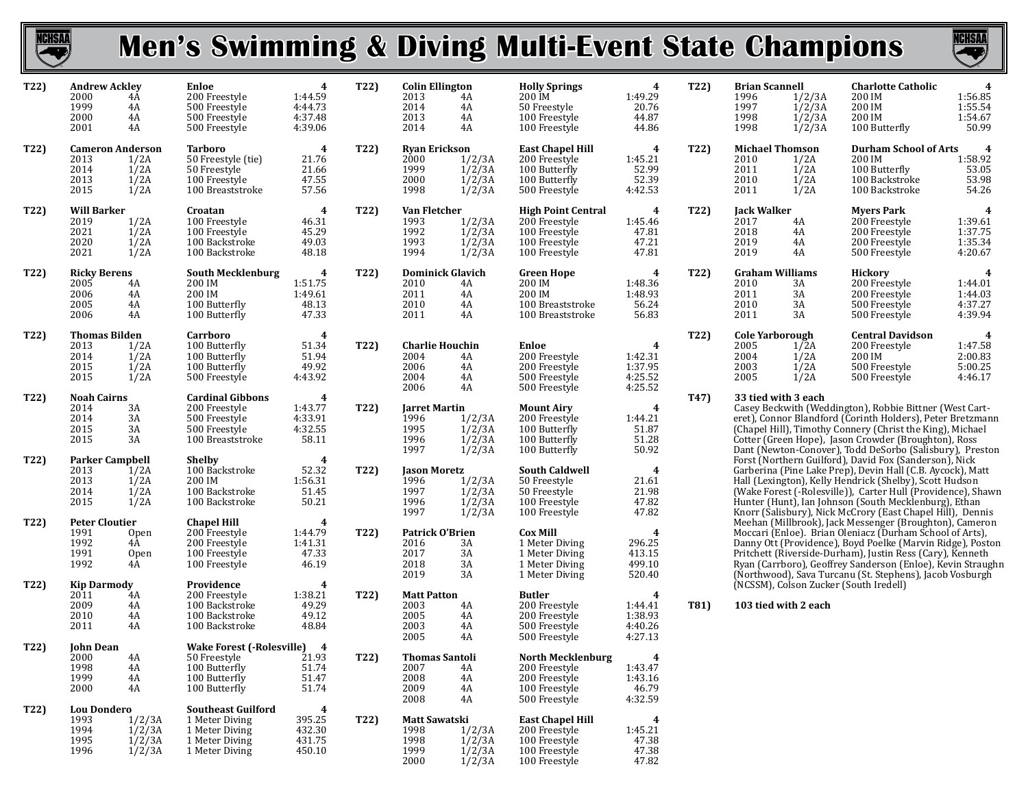# Men's Swimming & Diving Multi-Event State Champions

| Rank | Name / Year | Class | School / Event | Count / Time |
|---|---|---|---|---|
| T22) | **Andrew Ackley** | | **Enloe** | **4** |
| | 2000 | 4A | 200 Freestyle | 1:44.59 |
| | 1999 | 4A | 500 Freestyle | 4:44.73 |
| | 2000 | 4A | 500 Freestyle | 4:37.48 |
| | 2001 | 4A | 500 Freestyle | 4:39.06 |
| T22) | **Cameron Anderson** | | **Tarboro** | **4** |
| | 2013 | 1/2A | 50 Freestyle (tie) | 21.76 |
| | 2014 | 1/2A | 50 Freestyle | 21.66 |
| | 2013 | 1/2A | 100 Freestyle | 47.55 |
| | 2015 | 1/2A | 100 Breaststroke | 57.56 |
| T22) | **Will Barker** | | **Croatan** | **4** |
| | 2019 | 1/2A | 100 Freestyle | 46.31 |
| | 2021 | 1/2A | 100 Freestyle | 45.29 |
| | 2020 | 1/2A | 100 Backstroke | 49.03 |
| | 2021 | 1/2A | 100 Backstroke | 48.18 |
| T22) | **Ricky Berens** | | **South Mecklenburg** | **4** |
| | 2005 | 4A | 200 IM | 1:51.75 |
| | 2006 | 4A | 200 IM | 1:49.61 |
| | 2005 | 4A | 100 Butterfly | 48.13 |
| | 2006 | 4A | 100 Butterfly | 47.33 |
| T22) | **Thomas Bilden** | | **Carrboro** | **4** |
| | 2013 | 1/2A | 100 Butterfly | 51.34 |
| | 2014 | 1/2A | 100 Butterfly | 51.94 |
| | 2015 | 1/2A | 100 Butterfly | 49.92 |
| | 2015 | 1/2A | 500 Freestyle | 4:43.92 |
| T22) | **Noah Cairns** | | **Cardinal Gibbons** | **4** |
| | 2014 | 3A | 200 Freestyle | 1:43.77 |
| | 2014 | 3A | 500 Freestyle | 4:33.91 |
| | 2015 | 3A | 500 Freestyle | 4:32.55 |
| | 2015 | 3A | 100 Breaststroke | 58.11 |
| T22) | **Parker Campbell** | | **Shelby** | **4** |
| | 2013 | 1/2A | 100 Backstroke | 52.32 |
| | 2013 | 1/2A | 200 IM | 1:56.31 |
| | 2014 | 1/2A | 100 Backstroke | 51.45 |
| | 2015 | 1/2A | 100 Backstroke | 50.21 |
| T22) | **Peter Cloutier** | | **Chapel Hill** | **4** |
| | 1991 | Open | 200 Freestyle | 1:44.79 |
| | 1992 | 4A | 200 Freestyle | 1:41.31 |
| | 1991 | Open | 100 Freestyle | 47.33 |
| | 1992 | 4A | 100 Freestyle | 46.19 |
| T22) | **Kip Darmody** | | **Providence** | **4** |
| | 2011 | 4A | 200 Freestyle | 1:38.21 |
| | 2009 | 4A | 100 Backstroke | 49.29 |
| | 2010 | 4A | 100 Backstroke | 49.12 |
| | 2011 | 4A | 100 Backstroke | 48.84 |
| T22) | **John Dean** | | **Wake Forest (-Rolesville)** | **4** |
| | 2000 | 4A | 50 Freestyle | 21.93 |
| | 1998 | 4A | 100 Butterfly | 51.74 |
| | 1999 | 4A | 100 Butterfly | 51.47 |
| | 2000 | 4A | 100 Butterfly | 51.74 |
| T22) | **Lou Dondero** | | **Southeast Guilford** | **4** |
| | 1993 | 1/2/3A | 1 Meter Diving | 395.25 |
| | 1994 | 1/2/3A | 1 Meter Diving | 432.30 |
| | 1995 | 1/2/3A | 1 Meter Diving | 431.75 |
| | 1996 | 1/2/3A | 1 Meter Diving | 450.10 |
| T22) | **Colin Ellington** | | **Holly Springs** | **4** |
| | 2013 | 4A | 200 IM | 1:49.29 |
| | 2014 | 4A | 50 Freestyle | 20.76 |
| | 2013 | 4A | 100 Freestyle | 44.87 |
| | 2014 | 4A | 100 Freestyle | 44.86 |
| T22) | **Ryan Erickson** | | **East Chapel Hill** | **4** |
| | 2000 | 1/2/3A | 200 Freestyle | 1:45.21 |
| | 1999 | 1/2/3A | 100 Butterfly | 52.99 |
| | 2000 | 1/2/3A | 100 Butterfly | 52.39 |
| | 1998 | 1/2/3A | 500 Freestyle | 4:42.53 |
| T22) | **Van Fletcher** | | **High Point Central** | **4** |
| | 1993 | 1/2/3A | 200 Freestyle | 1:45.46 |
| | 1992 | 1/2/3A | 100 Freestyle | 47.81 |
| | 1993 | 1/2/3A | 100 Freestyle | 47.21 |
| | 1994 | 1/2/3A | 100 Freestyle | 47.81 |
| T22) | **Dominick Glavich** | | **Green Hope** | **4** |
| | 2010 | 4A | 200 IM | 1:48.36 |
| | 2011 | 4A | 200 IM | 1:48.93 |
| | 2010 | 4A | 100 Breaststroke | 56.24 |
| | 2011 | 4A | 100 Breaststroke | 56.83 |
| T22) | **Charlie Houchin** | | **Enloe** | **4** |
| | 2004 | 4A | 200 Freestyle | 1:42.31 |
| | 2006 | 4A | 200 Freestyle | 1:37.95 |
| | 2004 | 4A | 500 Freestyle | 4:25.52 |
| | 2006 | 4A | 500 Freestyle | 4:25.52 |
| T22) | **Jarret Martin** | | **Mount Airy** | **4** |
| | 1996 | 1/2/3A | 200 Freestyle | 1:44.21 |
| | 1995 | 1/2/3A | 100 Butterfly | 51.87 |
| | 1996 | 1/2/3A | 100 Butterfly | 51.28 |
| | 1997 | 1/2/3A | 100 Butterfly | 50.92 |
| T22) | **Jason Moretz** | | **South Caldwell** | **4** |
| | 1996 | 1/2/3A | 50 Freestyle | 21.61 |
| | 1997 | 1/2/3A | 50 Freestyle | 21.98 |
| | 1996 | 1/2/3A | 100 Freestyle | 47.82 |
| | 1997 | 1/2/3A | 100 Freestyle | 47.82 |
| T22) | **Patrick O'Brien** | | **Cox Mill** | **4** |
| | 2016 | 3A | 1 Meter Diving | 296.25 |
| | 2017 | 3A | 1 Meter Diving | 413.15 |
| | 2018 | 3A | 1 Meter Diving | 499.10 |
| | 2019 | 3A | 1 Meter Diving | 520.40 |
| T22) | **Matt Patton** | | **Butler** | **4** |
| | 2003 | 4A | 200 Freestyle | 1:44.41 |
| | 2005 | 4A | 200 Freestyle | 1:38.93 |
| | 2003 | 4A | 500 Freestyle | 4:40.26 |
| | 2005 | 4A | 500 Freestyle | 4:27.13 |
| T22) | **Thomas Santoli** | | **North Mecklenburg** | **4** |
| | 2007 | 4A | 200 Freestyle | 1:43.47 |
| | 2008 | 4A | 200 Freestyle | 1:43.16 |
| | 2009 | 4A | 100 Freestyle | 46.79 |
| | 2008 | 4A | 500 Freestyle | 4:32.59 |
| T22) | **Matt Sawatski** | | **East Chapel Hill** | **4** |
| | 1998 | 1/2/3A | 200 Freestyle | 1:45.21 |
| | 1998 | 1/2/3A | 100 Freestyle | 47.38 |
| | 1999 | 1/2/3A | 100 Freestyle | 47.38 |
| | 2000 | 1/2/3A | 100 Freestyle | 47.82 |
| T22) | **Brian Scannell** | | **Charlotte Catholic** | **4** |
| | 1996 | 1/2/3A | 200 IM | 1:56.85 |
| | 1997 | 1/2/3A | 200 IM | 1:55.54 |
| | 1998 | 1/2/3A | 200 IM | 1:54.67 |
| | 1998 | 1/2/3A | 100 Butterfly | 50.99 |
| T22) | **Michael Thomson** | | **Durham School of Arts** | **4** |
| | 2010 | 1/2A | 200 IM | 1:58.92 |
| | 2011 | 1/2A | 100 Butterfly | 53.05 |
| | 2010 | 1/2A | 100 Backstroke | 53.98 |
| | 2011 | 1/2A | 100 Backstroke | 54.26 |
| T22) | **Jack Walker** | | **Myers Park** | **4** |
| | 2017 | 4A | 200 Freestyle | 1:39.61 |
| | 2018 | 4A | 200 Freestyle | 1:37.75 |
| | 2019 | 4A | 200 Freestyle | 1:35.34 |
| | 2019 | 4A | 500 Freestyle | 4:20.67 |
| T22) | **Graham Williams** | | **Hickory** | **4** |
| | 2010 | 3A | 200 Freestyle | 1:44.01 |
| | 2011 | 3A | 200 Freestyle | 1:44.03 |
| | 2010 | 3A | 500 Freestyle | 4:37.27 |
| | 2011 | 3A | 500 Freestyle | 4:39.94 |
| T22) | **Cole Yarborough** | | **Central Davidson** | **4** |
| | 2005 | 1/2A | 200 Freestyle | 1:47.58 |
| | 2004 | 1/2A | 200 IM | 2:00.83 |
| | 2003 | 1/2A | 500 Freestyle | 5:00.25 |
| | 2005 | 1/2A | 500 Freestyle | 4:46.17 |

**T47) 33 tied with 3 each**

Casey Beckwith (Weddington), Robbie Bittner (West Carteret), Connor Blandford (Corinth Holders), Peter Bretzmann (Chapel Hill), Timothy Connery (Christ the King), Michael Cotter (Green Hope), Jason Crowder (Broughton), Ross Dant (Newton-Conover), Todd DeSorbo (Salisbury), Preston Forst (Northern Guilford), David Fox (Sanderson), Nick Garberina (Pine Lake Prep), Devin Hall (C.B. Aycock), Matt Hall (Lexington), Kelly Hendrick (Shelby), Scott Hudson (Wake Forest (-Rolesville)), Carter Hull (Providence), Shawn Hunter (Hunt), Ian Johnson (South Mecklenburg), Ethan Knorr (Salisbury), Nick McCrory (East Chapel Hill), Dennis Meehan (Millbrook), Jack Messenger (Broughton), Cameron Moccari (Enloe). Brian Oleniacz (Durham School of Arts), Danny Ott (Providence), Boyd Poelke (Marvin Ridge), Poston Pritchett (Riverside-Durham), Justin Ress (Cary), Kenneth Ryan (Carrboro), Geoffrey Sanderson (Enloe), Kevin Straughn (Northwood), Sava Turcanu (St. Stephens), Jacob Vosburgh (NCSSM), Colson Zucker (South Iredell)

**T81) 103 tied with 2 each**